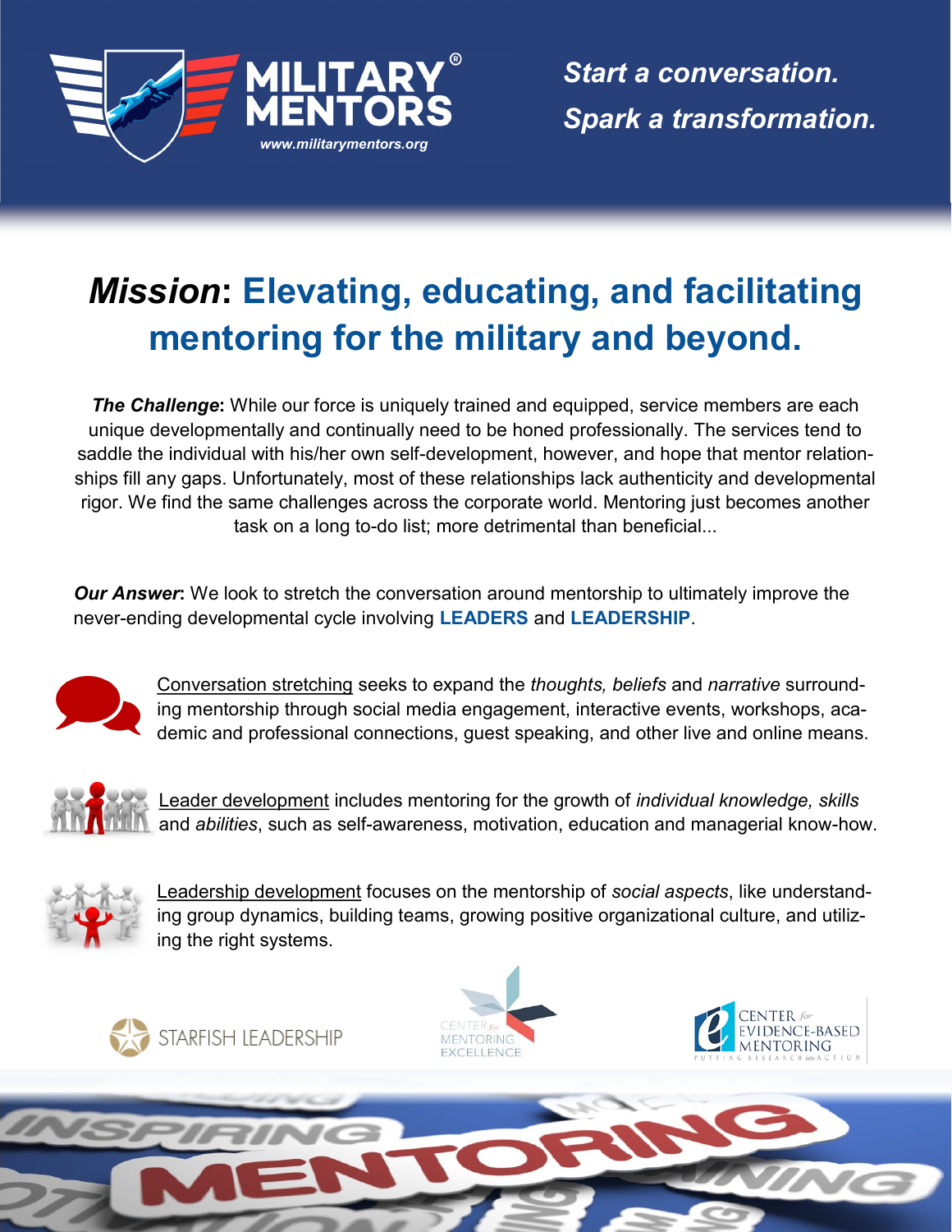MILITARY MENTORS®
www.militarymentors.org

*Start a conversation.*
*Spark a transformation.*

# ***Mission*: Elevating, educating, and facilitating mentoring for the military and beyond.**

***The Challenge*:** While our force is uniquely trained and equipped, service members are each unique developmentally and continually need to be honed professionally. The services tend to saddle the individual with his/her own self-development, however, and hope that mentor relationships fill any gaps. Unfortunately, most of these relationships lack authenticity and developmental rigor. We find the same challenges across the corporate world. Mentoring just becomes another task on a long to-do list; more detrimental than beneficial...

***Our Answer*:** We look to stretch the conversation around mentorship to ultimately improve the never-ending developmental cycle involving **LEADERS** and **LEADERSHIP**.

Conversation stretching seeks to expand the *thoughts, beliefs* and *narrative* surrounding mentorship through social media engagement, interactive events, workshops, academic and professional connections, guest speaking, and other live and online means.

Leader development includes mentoring for the growth of *individual knowledge, skills* and *abilities*, such as self-awareness, motivation, education and managerial know-how.

Leadership development focuses on the mentorship of *social aspects*, like understanding group dynamics, building teams, growing positive organizational culture, and utilizing the right systems.

STARFISH LEADERSHIP

CENTER *for* MENTORING EXCELLENCE

CENTER *for* EVIDENCE-BASED MENTORING
PUTTING RESEARCH into ACTION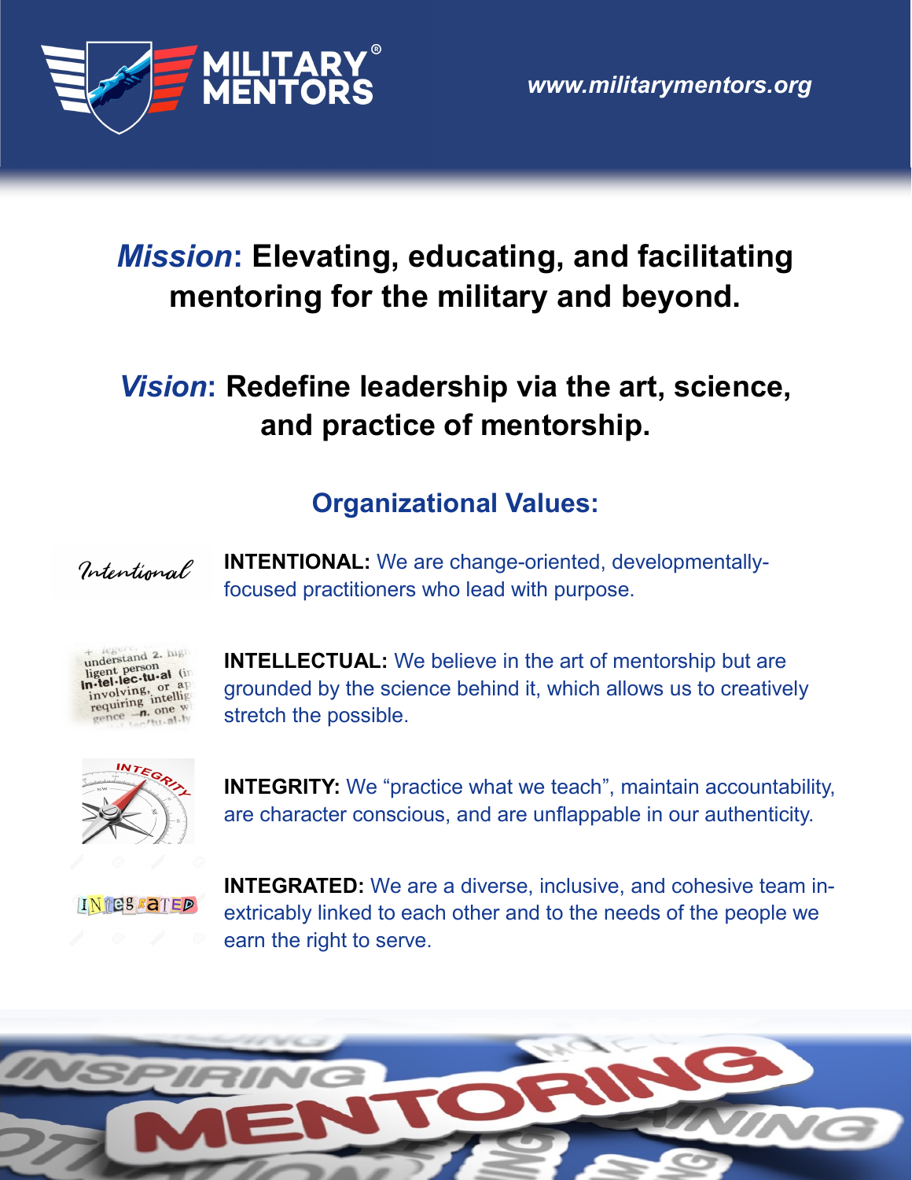MILITARY MENTORS®

www.militarymentors.org

## *Mission*: Elevating, educating, and facilitating mentoring for the military and beyond.

## *Vision*: Redefine leadership via the art, science, and practice of mentorship.

### Organizational Values:

**INTENTIONAL:** We are change-oriented, developmentally-focused practitioners who lead with purpose.

**INTELLECTUAL:** We believe in the art of mentorship but are grounded by the science behind it, which allows us to creatively stretch the possible.

**INTEGRITY:** We "practice what we teach", maintain accountability, are character conscious, and are unflappable in our authenticity.

**INTEGRATED:** We are a diverse, inclusive, and cohesive team inextricably linked to each other and to the needs of the people we earn the right to serve.